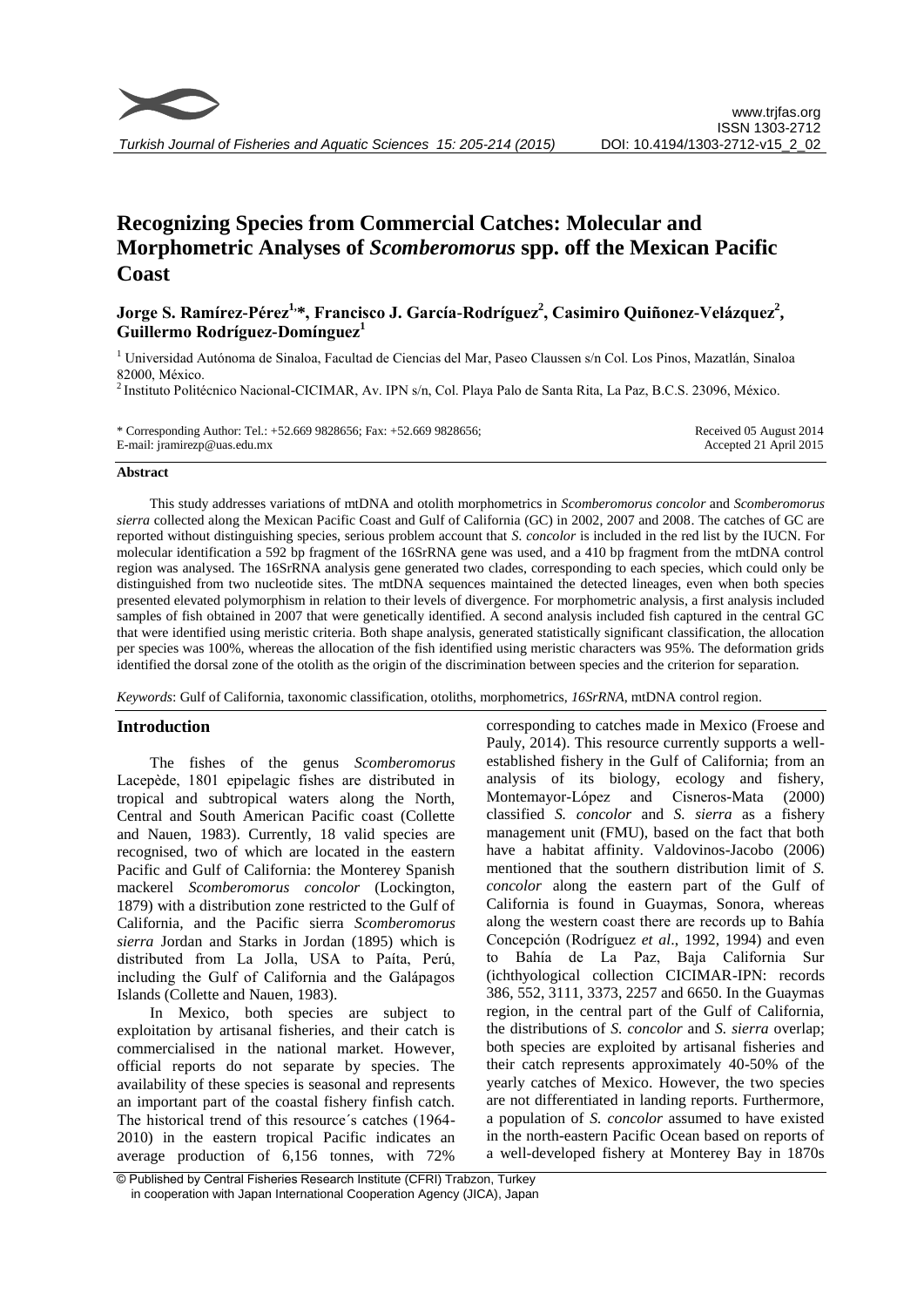# Recognizing Species from Commercial Catches: Molecular and Morphometric Analyses of *Scomberomorus* spp. off the Mexican Pacific Coast

**Jorge S. Ramírez-Pérez[1,*], Francisco J. García-Rodríguez[2], Casimiro Quiñonez-Velázquez[2], Guillermo Rodríguez-Domínguez[1]**

[1] Universidad Autónoma de Sinaloa, Facultad de Ciencias del Mar, Paseo Claussen s/n Col. Los Pinos, Mazatlán, Sinaloa 82000, México.

[2] Instituto Politécnico Nacional-CICIMAR, Av. IPN s/n, Col. Playa Palo de Santa Rita, La Paz, B.C.S. 23096, México.

\* Corresponding Author: Tel.: +52.669 9828656; Fax: +52.669 9828656;
E-mail: jramirezp@uas.edu.mx

Received 05 August 2014
Accepted 21 April 2015

## Abstract

This study addresses variations of mtDNA and otolith morphometrics in *Scomberomorus concolor* and *Scomberomorus sierra* collected along the Mexican Pacific Coast and Gulf of California (GC) in 2002, 2007 and 2008. The catches of GC are reported without distinguishing species, serious problem account that *S. concolor* is included in the red list by the IUCN. For molecular identification a 592 bp fragment of the 16SrRNA gene was used, and a 410 bp fragment from the mtDNA control region was analysed. The 16SrRNA analysis gene generated two clades, corresponding to each species, which could only be distinguished from two nucleotide sites. The mtDNA sequences maintained the detected lineages, even when both species presented elevated polymorphism in relation to their levels of divergence. For morphometric analysis, a first analysis included samples of fish obtained in 2007 that were genetically identified. A second analysis included fish captured in the central GC that were identified using meristic criteria. Both shape analysis, generated statistically significant classification, the allocation per species was 100%, whereas the allocation of the fish identified using meristic characters was 95%. The deformation grids identified the dorsal zone of the otolith as the origin of the discrimination between species and the criterion for separation.

*Keywords*: Gulf of California, taxonomic classification, otoliths, morphometrics, *16SrRNA*, mtDNA control region.

## Introduction

The fishes of the genus *Scomberomorus* Lacepède, 1801 epipelagic fishes are distributed in tropical and subtropical waters along the North, Central and South American Pacific coast (Collette and Nauen, 1983). Currently, 18 valid species are recognised, two of which are located in the eastern Pacific and Gulf of California: the Monterey Spanish mackerel *Scomberomorus concolor* (Lockington, 1879) with a distribution zone restricted to the Gulf of California, and the Pacific sierra *Scomberomorus sierra* Jordan and Starks in Jordan (1895) which is distributed from La Jolla, USA to Paíta, Perú, including the Gulf of California and the Galápagos Islands (Collette and Nauen, 1983).

In Mexico, both species are subject to exploitation by artisanal fisheries, and their catch is commercialised in the national market. However, official reports do not separate by species. The availability of these species is seasonal and represents an important part of the coastal fishery finfish catch. The historical trend of this resource´s catches (1964-2010) in the eastern tropical Pacific indicates an average production of 6,156 tonnes, with 72% corresponding to catches made in Mexico (Froese and Pauly, 2014). This resource currently supports a well-established fishery in the Gulf of California; from an analysis of its biology, ecology and fishery, Montemayor-López and Cisneros-Mata (2000) classified *S. concolor* and *S. sierra* as a fishery management unit (FMU), based on the fact that both have a habitat affinity. Valdovinos-Jacobo (2006) mentioned that the southern distribution limit of *S. concolor* along the eastern part of the Gulf of California is found in Guaymas, Sonora, whereas along the western coast there are records up to Bahía Concepción (Rodríguez *et al*., 1992, 1994) and even to Bahía de La Paz, Baja California Sur (ichthyological collection CICIMAR-IPN: records 386, 552, 3111, 3373, 2257 and 6650. In the Guaymas region, in the central part of the Gulf of California, the distributions of *S. concolor* and *S. sierra* overlap; both species are exploited by artisanal fisheries and their catch represents approximately 40-50% of the yearly catches of Mexico. However, the two species are not differentiated in landing reports. Furthermore, a population of *S. concolor* assumed to have existed in the north-eastern Pacific Ocean based on reports of a well-developed fishery at Monterey Bay in 1870s

© Published by Central Fisheries Research Institute (CFRI) Trabzon, Turkey in cooperation with Japan International Cooperation Agency (JICA), Japan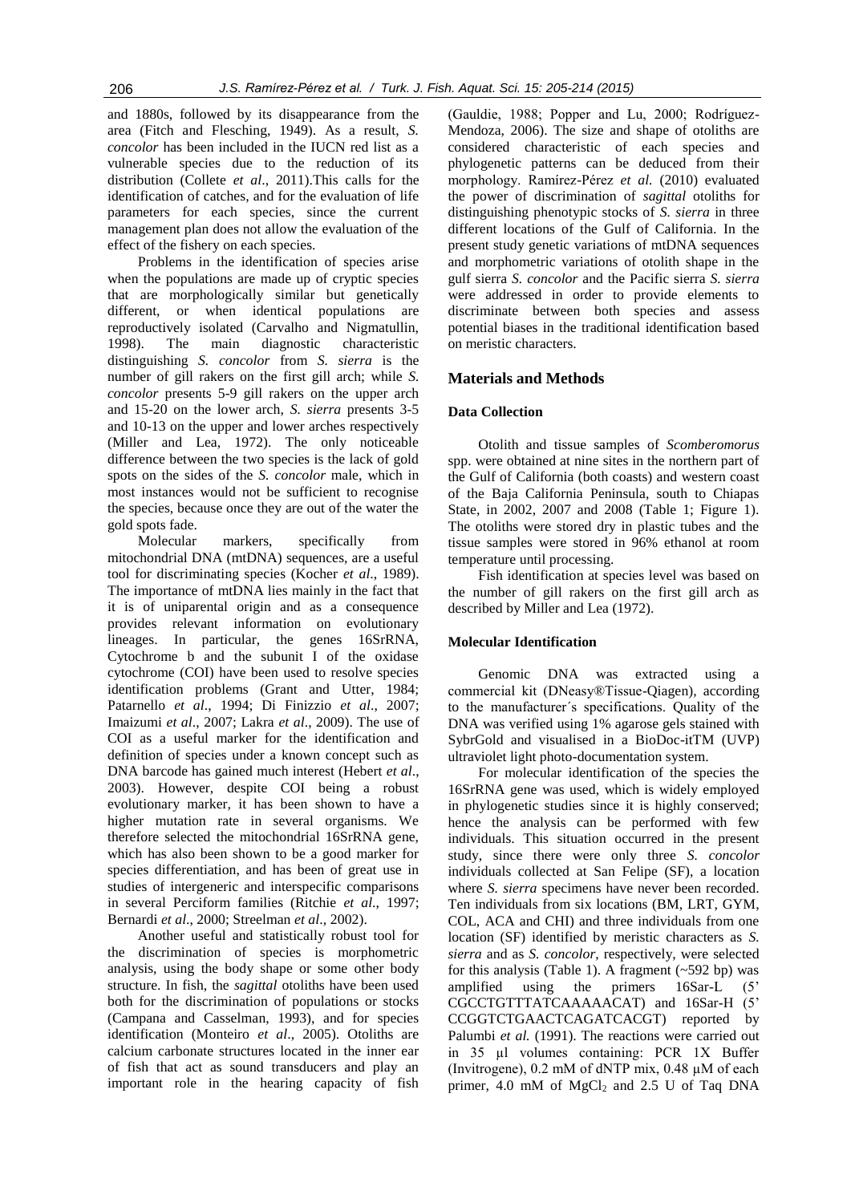and 1880s, followed by its disappearance from the area (Fitch and Flesching, 1949). As a result, *S. concolor* has been included in the IUCN red list as a vulnerable species due to the reduction of its distribution (Collete *et al*., 2011).This calls for the identification of catches, and for the evaluation of life parameters for each species, since the current management plan does not allow the evaluation of the effect of the fishery on each species.

Problems in the identification of species arise when the populations are made up of cryptic species that are morphologically similar but genetically different, or when identical populations are reproductively isolated (Carvalho and Nigmatullin, 1998). The main diagnostic characteristic distinguishing *S. concolor* from *S. sierra* is the number of gill rakers on the first gill arch; while *S. concolor* presents 5-9 gill rakers on the upper arch and 15-20 on the lower arch, *S. sierra* presents 3-5 and 10-13 on the upper and lower arches respectively (Miller and Lea, 1972). The only noticeable difference between the two species is the lack of gold spots on the sides of the *S. concolor* male, which in most instances would not be sufficient to recognise the species, because once they are out of the water the gold spots fade.

Molecular markers, specifically from mitochondrial DNA (mtDNA) sequences, are a useful tool for discriminating species (Kocher *et al*., 1989). The importance of mtDNA lies mainly in the fact that it is of uniparental origin and as a consequence provides relevant information on evolutionary lineages. In particular, the genes 16SrRNA, Cytochrome b and the subunit I of the oxidase cytochrome (COI) have been used to resolve species identification problems (Grant and Utter, 1984; Patarnello *et al*., 1994; Di Finizzio *et al*., 2007; Imaizumi *et al*., 2007; Lakra *et al*., 2009). The use of COI as a useful marker for the identification and definition of species under a known concept such as DNA barcode has gained much interest (Hebert *et al*., 2003). However, despite COI being a robust evolutionary marker, it has been shown to have a higher mutation rate in several organisms. We therefore selected the mitochondrial 16SrRNA gene, which has also been shown to be a good marker for species differentiation, and has been of great use in studies of intergeneric and interspecific comparisons in several Perciform families (Ritchie *et al*., 1997; Bernardi *et al*., 2000; Streelman *et al*., 2002).

Another useful and statistically robust tool for the discrimination of species is morphometric analysis, using the body shape or some other body structure. In fish, the *sagittal* otoliths have been used both for the discrimination of populations or stocks (Campana and Casselman, 1993), and for species identification (Monteiro *et al*., 2005). Otoliths are calcium carbonate structures located in the inner ear of fish that act as sound transducers and play an important role in the hearing capacity of fish (Gauldie, 1988; Popper and Lu, 2000; Rodríguez-Mendoza, 2006). The size and shape of otoliths are considered characteristic of each species and phylogenetic patterns can be deduced from their morphology. Ramírez-Pérez *et al.* (2010) evaluated the power of discrimination of *sagittal* otoliths for distinguishing phenotypic stocks of *S. sierra* in three different locations of the Gulf of California. In the present study genetic variations of mtDNA sequences and morphometric variations of otolith shape in the gulf sierra *S. concolor* and the Pacific sierra *S. sierra* were addressed in order to provide elements to discriminate between both species and assess potential biases in the traditional identification based on meristic characters.

## Materials and Methods

### Data Collection

Otolith and tissue samples of *Scomberomorus* spp. were obtained at nine sites in the northern part of the Gulf of California (both coasts) and western coast of the Baja California Peninsula, south to Chiapas State, in 2002, 2007 and 2008 (Table 1; Figure 1). The otoliths were stored dry in plastic tubes and the tissue samples were stored in 96% ethanol at room temperature until processing.

Fish identification at species level was based on the number of gill rakers on the first gill arch as described by Miller and Lea (1972).

### Molecular Identification

Genomic DNA was extracted using a commercial kit (DNeasy®Tissue-Qiagen), according to the manufacturer´s specifications. Quality of the DNA was verified using 1% agarose gels stained with SybrGold and visualised in a BioDoc-itTM (UVP) ultraviolet light photo-documentation system.

For molecular identification of the species the 16SrRNA gene was used, which is widely employed in phylogenetic studies since it is highly conserved; hence the analysis can be performed with few individuals. This situation occurred in the present study, since there were only three *S. concolor* individuals collected at San Felipe (SF), a location where *S. sierra* specimens have never been recorded. Ten individuals from six locations (BM, LRT, GYM, COL, ACA and CHI) and three individuals from one location (SF) identified by meristic characters as *S. sierra* and as *S. concolor*, respectively, were selected for this analysis (Table 1). A fragment (~592 bp) was amplified using the primers 16Sar-L (5' CGCCTGTTTATCAAAAACAT) and 16Sar-H (5' CCGGTCTGAACTCAGATCACGT) reported by Palumbi *et al.* (1991). The reactions were carried out in 35 µl volumes containing: PCR 1X Buffer (Invitrogene), 0.2 mM of dNTP mix, 0.48 µM of each primer, 4.0 mM of $MgCl_2$ and 2.5 U of Taq DNA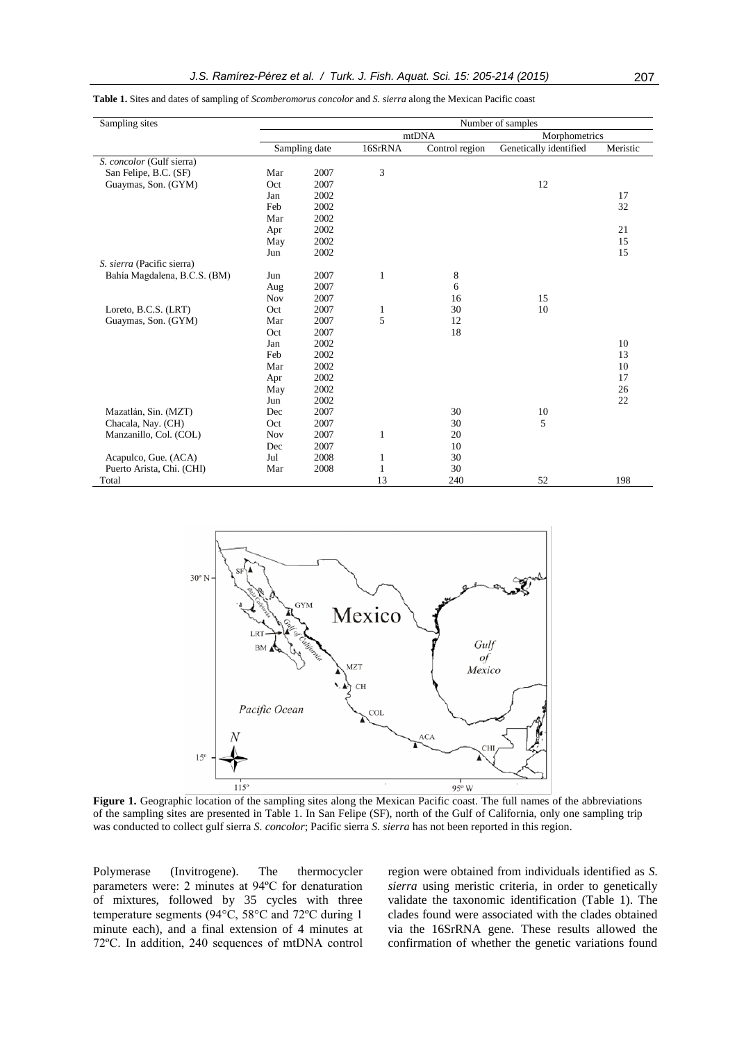**Table 1.** Sites and dates of sampling of *Scomberomorus concolor* and *S. sierra* along the Mexican Pacific coast

| Sampling sites | Number of samples | | | | | |
|---|---|---|---|---|---|---|
| | | | mtDNA | | Morphometrics | |
| | Sampling date | | 16SrRNA | Control region | Genetically identified | Meristic |
| *S. concolor* (Gulf sierra) | | | | | | |
| San Felipe, B.C. (SF) | Mar | 2007 | 3 | | | |
| Guaymas, Son. (GYM) | Oct | 2007 | | | 12 | |
| | Jan | 2002 | | | | 17 |
| | Feb | 2002 | | | | 32 |
| | Mar | 2002 | | | | |
| | Apr | 2002 | | | | 21 |
| | May | 2002 | | | | 15 |
| | Jun | 2002 | | | | 15 |
| *S. sierra* (Pacific sierra) | | | | | | |
| Bahía Magdalena, B.C.S. (BM) | Jun | 2007 | 1 | 8 | | |
| | Aug | 2007 | | 6 | | |
| | Nov | 2007 | | 16 | 15 | |
| Loreto, B.C.S. (LRT) | Oct | 2007 | 1 | 30 | 10 | |
| Guaymas, Son. (GYM) | Mar | 2007 | 5 | 12 | | |
| | Oct | 2007 | | 18 | | |
| | Jan | 2002 | | | | 10 |
| | Feb | 2002 | | | | 13 |
| | Mar | 2002 | | | | 10 |
| | Apr | 2002 | | | | 17 |
| | May | 2002 | | | | 26 |
| | Jun | 2002 | | | | 22 |
| Mazatlán, Sin. (MZT) | Dec | 2007 | | 30 | 10 | |
| Chacala, Nay. (CH) | Oct | 2007 | | 30 | 5 | |
| Manzanillo, Col. (COL) | Nov | 2007 | 1 | 20 | | |
| | Dec | 2007 | | 10 | | |
| Acapulco, Gue. (ACA) | Jul | 2008 | 1 | 30 | | |
| Puerto Arista, Chi. (CHI) | Mar | 2008 | 1 | 30 | | |
| Total | | | 13 | 240 | 52 | 198 |

**Figure 1.** Geographic location of the sampling sites along the Mexican Pacific coast. The full names of the abbreviations of the sampling sites are presented in Table 1. In San Felipe (SF), north of the Gulf of California, only one sampling trip was conducted to collect gulf sierra *S. concolor*; Pacific sierra *S. sierra* has not been reported in this region.

Polymerase (Invitrogene). The thermocycler parameters were: 2 minutes at 94ºC for denaturation of mixtures, followed by 35 cycles with three temperature segments (94°C, 58°C and 72ºC during 1 minute each), and a final extension of 4 minutes at 72ºC. In addition, 240 sequences of mtDNA control region were obtained from individuals identified as *S. sierra* using meristic criteria, in order to genetically validate the taxonomic identification (Table 1). The clades found were associated with the clades obtained via the 16SrRNA gene. These results allowed the confirmation of whether the genetic variations found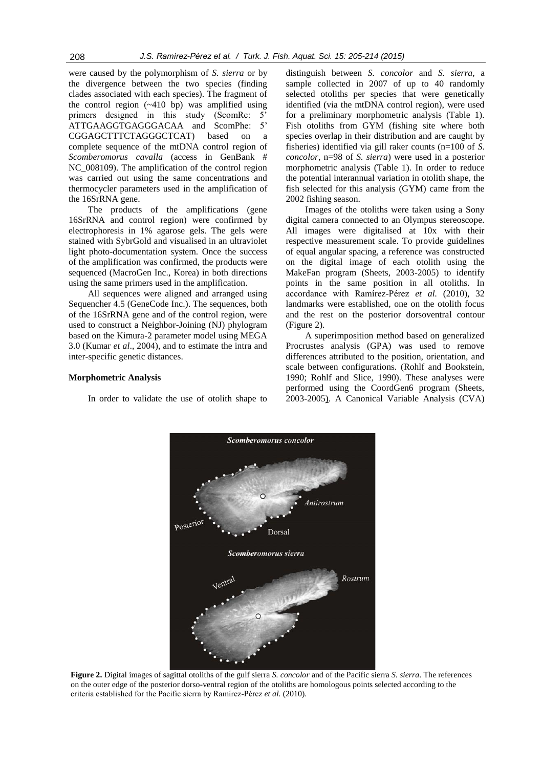were caused by the polymorphism of *S. sierra* or by the divergence between the two species (finding clades associated with each species). The fragment of the control region (~410 bp) was amplified using primers designed in this study (ScomRc: 5' ATTGAAGGTGAGGGACAA and ScomPhe: 5' CGGAGCTTTCTAGGGCTCAT) based on a complete sequence of the mtDNA control region of *Scomberomorus cavalla* (access in GenBank # NC_008109). The amplification of the control region was carried out using the same concentrations and thermocycler parameters used in the amplification of the 16SrRNA gene.

The products of the amplifications (gene 16SrRNA and control region) were confirmed by electrophoresis in 1% agarose gels. The gels were stained with SybrGold and visualised in an ultraviolet light photo-documentation system. Once the success of the amplification was confirmed, the products were sequenced (MacroGen Inc., Korea) in both directions using the same primers used in the amplification.

All sequences were aligned and arranged using Sequencher 4.5 (GeneCode Inc.). The sequences, both of the 16SrRNA gene and of the control region, were used to construct a Neighbor-Joining (NJ) phylogram based on the Kimura-2 parameter model using MEGA 3.0 (Kumar *et al*., 2004), and to estimate the intra and inter-specific genetic distances.

### Morphometric Analysis

In order to validate the use of otolith shape to distinguish between *S. concolor* and *S. sierra,* a sample collected in 2007 of up to 40 randomly selected otoliths per species that were genetically identified (via the mtDNA control region), were used for a preliminary morphometric analysis (Table 1). Fish otoliths from GYM (fishing site where both species overlap in their distribution and are caught by fisheries) identified via gill raker counts (n=100 of *S. concolor*, n=98 of *S. sierra*) were used in a posterior morphometric analysis (Table 1). In order to reduce the potential interannual variation in otolith shape, the fish selected for this analysis (GYM) came from the 2002 fishing season.

Images of the otoliths were taken using a Sony digital camera connected to an Olympus stereoscope. All images were digitalised at 10x with their respective measurement scale. To provide guidelines of equal angular spacing, a reference was constructed on the digital image of each otolith using the MakeFan program (Sheets, 2003-2005) to identify points in the same position in all otoliths. In accordance with Ramírez-Pérez *et al.* (2010), 32 landmarks were established, one on the otolith focus and the rest on the posterior dorsoventral contour (Figure 2).

A superimposition method based on generalized Procrustes analysis (GPA) was used to remove differences attributed to the position, orientation, and scale between configurations. (Rohlf and Bookstein, 1990; Rohlf and Slice, 1990). These analyses were performed using the CoordGen6 program (Sheets, 2003-2005). A Canonical Variable Analysis (CVA)

**Figure 2.** Digital images of sagittal otoliths of the gulf sierra *S. concolor* and of the Pacific sierra *S. sierra*. The references on the outer edge of the posterior dorso-ventral region of the otoliths are homologous points selected according to the criteria established for the Pacific sierra by Ramírez-Pérez *et al.* (2010).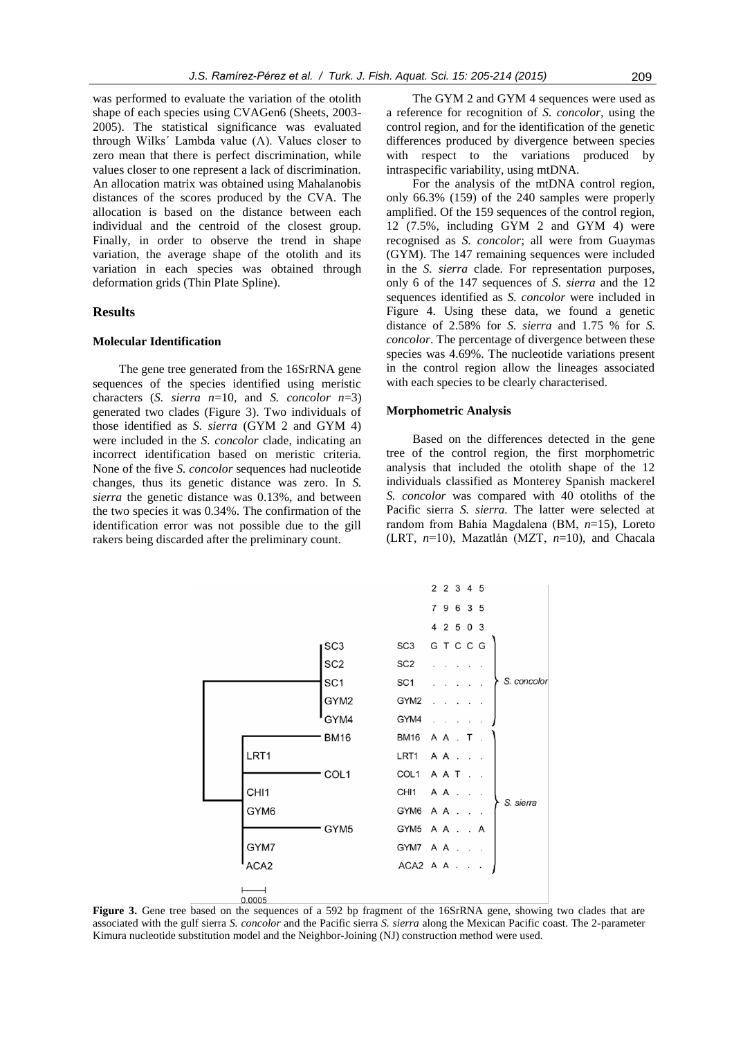was performed to evaluate the variation of the otolith shape of each species using CVAGen6 (Sheets, 2003-2005). The statistical significance was evaluated through Wilks´ Lambda value (Λ). Values closer to zero mean that there is perfect discrimination, while values closer to one represent a lack of discrimination. An allocation matrix was obtained using Mahalanobis distances of the scores produced by the CVA. The allocation is based on the distance between each individual and the centroid of the closest group. Finally, in order to observe the trend in shape variation, the average shape of the otolith and its variation in each species was obtained through deformation grids (Thin Plate Spline).

## Results

### Molecular Identification

The gene tree generated from the 16SrRNA gene sequences of the species identified using meristic characters (*S. sierra* $n$=10, and *S. concolor* $n$=3) generated two clades (Figure 3). Two individuals of those identified as *S. sierra* (GYM 2 and GYM 4) were included in the *S. concolor* clade, indicating an incorrect identification based on meristic criteria. None of the five *S. concolor* sequences had nucleotide changes, thus its genetic distance was zero. In *S. sierra* the genetic distance was 0.13%, and between the two species it was 0.34%. The confirmation of the identification error was not possible due to the gill rakers being discarded after the preliminary count.

The GYM 2 and GYM 4 sequences were used as a reference for recognition of *S. concolor*, using the control region, and for the identification of the genetic differences produced by divergence between species with respect to the variations produced by intraspecific variability, using mtDNA.

For the analysis of the mtDNA control region, only 66.3% (159) of the 240 samples were properly amplified. Of the 159 sequences of the control region, 12 (7.5%, including GYM 2 and GYM 4) were recognised as *S. concolor*; all were from Guaymas (GYM). The 147 remaining sequences were included in the *S. sierra* clade. For representation purposes, only 6 of the 147 sequences of *S. sierra* and the 12 sequences identified as *S. concolor* were included in Figure 4. Using these data, we found a genetic distance of 2.58% for *S. sierra* and 1.75 % for *S. concolor*. The percentage of divergence between these species was 4.69%. The nucleotide variations present in the control region allow the lineages associated with each species to be clearly characterised.

### Morphometric Analysis

Based on the differences detected in the gene tree of the control region, the first morphometric analysis that included the otolith shape of the 12 individuals classified as Monterey Spanish mackerel *S. concolor* was compared with 40 otoliths of the Pacific sierra *S. sierra*. The latter were selected at random from Bahía Magdalena (BM, $n$=15), Loreto (LRT, $n$=10), Mazatlán (MZT, $n$=10), and Chacala

| | 274 | 292 | 365 | 430 | 553 | |
|---|---|---|---|---|---|---|
| SC3 | G | T | C | C | G | *S. concolor* |
| SC2 | . | . | . | . | . | |
| SC1 | . | . | . | . | . | |
| GYM2 | . | . | . | . | . | |
| GYM4 | . | . | . | . | . | |
| BM16 | A | A | . | T | . | *S. sierra* |
| LRT1 | A | A | . | . | . | |
| COL1 | A | A | T | . | . | |
| CHI1 | A | A | . | . | . | |
| GYM6 | A | A | . | . | . | |
| GYM5 | A | A | . | . | A | |
| GYM7 | A | A | . | . | . | |
| ACA2 | A | A | . | . | . | |

**Figure 3.** Gene tree based on the sequences of a 592 bp fragment of the 16SrRNA gene, showing two clades that are associated with the gulf sierra *S. concolor* and the Pacific sierra *S. sierra* along the Mexican Pacific coast. The 2-parameter Kimura nucleotide substitution model and the Neighbor-Joining (NJ) construction method were used.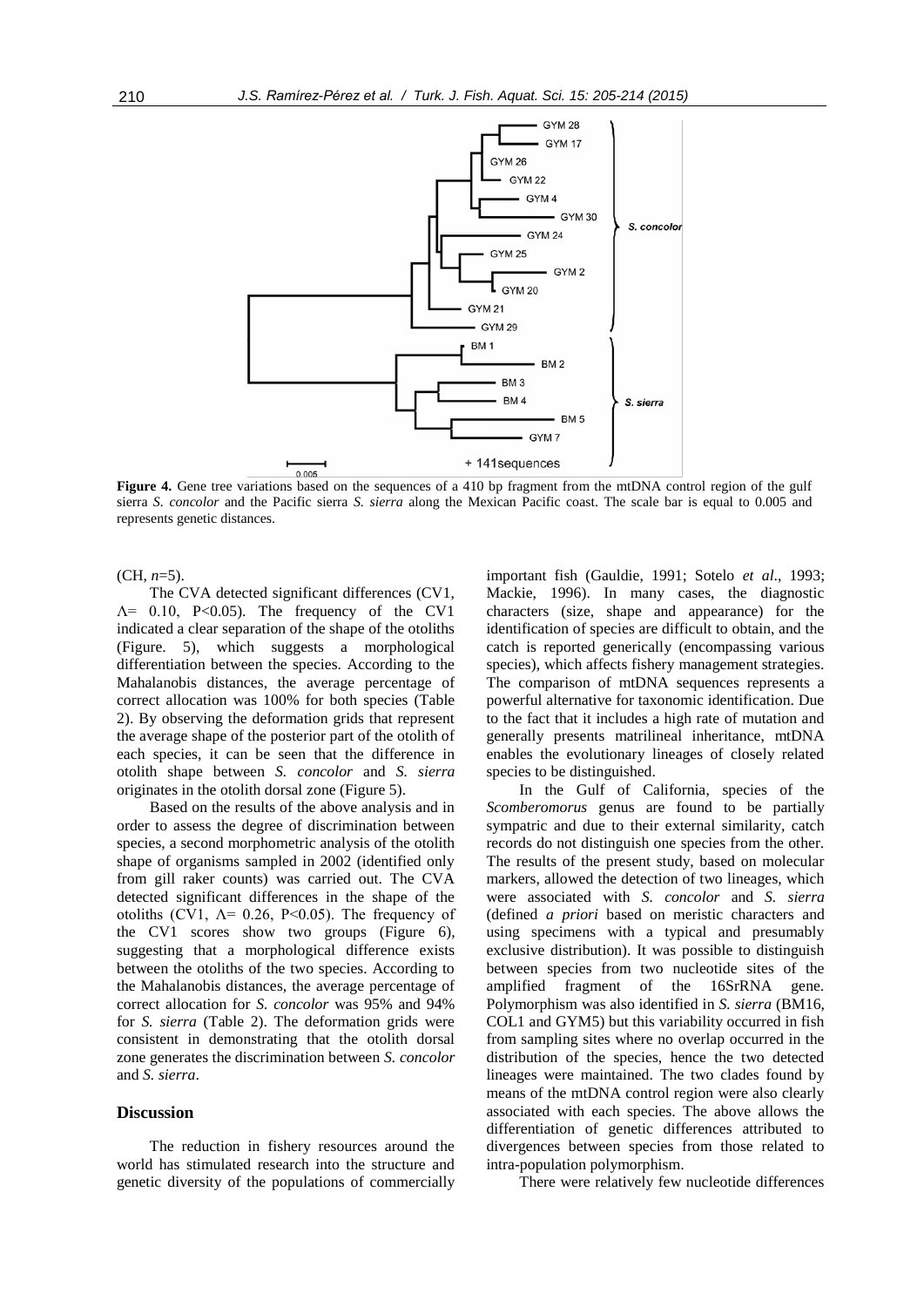**Figure 4.** Gene tree variations based on the sequences of a 410 bp fragment from the mtDNA control region of the gulf sierra *S. concolor* and the Pacific sierra *S. sierra* along the Mexican Pacific coast. The scale bar is equal to 0.005 and represents genetic distances.

(CH, *n*=5).

The CVA detected significant differences (CV1, $\Lambda = 0.10$, $P<0.05$). The frequency of the CV1 indicated a clear separation of the shape of the otoliths (Figure. 5), which suggests a morphological differentiation between the species. According to the Mahalanobis distances, the average percentage of correct allocation was 100% for both species (Table 2). By observing the deformation grids that represent the average shape of the posterior part of the otolith of each species, it can be seen that the difference in otolith shape between *S. concolor* and *S. sierra* originates in the otolith dorsal zone (Figure 5).

Based on the results of the above analysis and in order to assess the degree of discrimination between species, a second morphometric analysis of the otolith shape of organisms sampled in 2002 (identified only from gill raker counts) was carried out. The CVA detected significant differences in the shape of the otoliths (CV1, $\Lambda = 0.26$, $P<0.05$). The frequency of the CV1 scores show two groups (Figure 6), suggesting that a morphological difference exists between the otoliths of the two species. According to the Mahalanobis distances, the average percentage of correct allocation for *S. concolor* was 95% and 94% for *S. sierra* (Table 2). The deformation grids were consistent in demonstrating that the otolith dorsal zone generates the discrimination between *S. concolor* and *S. sierra*.

## Discussion

The reduction in fishery resources around the world has stimulated research into the structure and genetic diversity of the populations of commercially important fish (Gauldie, 1991; Sotelo *et al*., 1993; Mackie, 1996). In many cases, the diagnostic characters (size, shape and appearance) for the identification of species are difficult to obtain, and the catch is reported generically (encompassing various species), which affects fishery management strategies. The comparison of mtDNA sequences represents a powerful alternative for taxonomic identification. Due to the fact that it includes a high rate of mutation and generally presents matrilineal inheritance, mtDNA enables the evolutionary lineages of closely related species to be distinguished.

In the Gulf of California, species of the *Scomberomorus* genus are found to be partially sympatric and due to their external similarity, catch records do not distinguish one species from the other. The results of the present study, based on molecular markers, allowed the detection of two lineages, which were associated with *S. concolor* and *S. sierra* (defined *a priori* based on meristic characters and using specimens with a typical and presumably exclusive distribution). It was possible to distinguish between species from two nucleotide sites of the amplified fragment of the 16SrRNA gene. Polymorphism was also identified in *S. sierra* (BM16, COL1 and GYM5) but this variability occurred in fish from sampling sites where no overlap occurred in the distribution of the species, hence the two detected lineages were maintained. The two clades found by means of the mtDNA control region were also clearly associated with each species. The above allows the differentiation of genetic differences attributed to divergences between species from those related to intra-population polymorphism.

There were relatively few nucleotide differences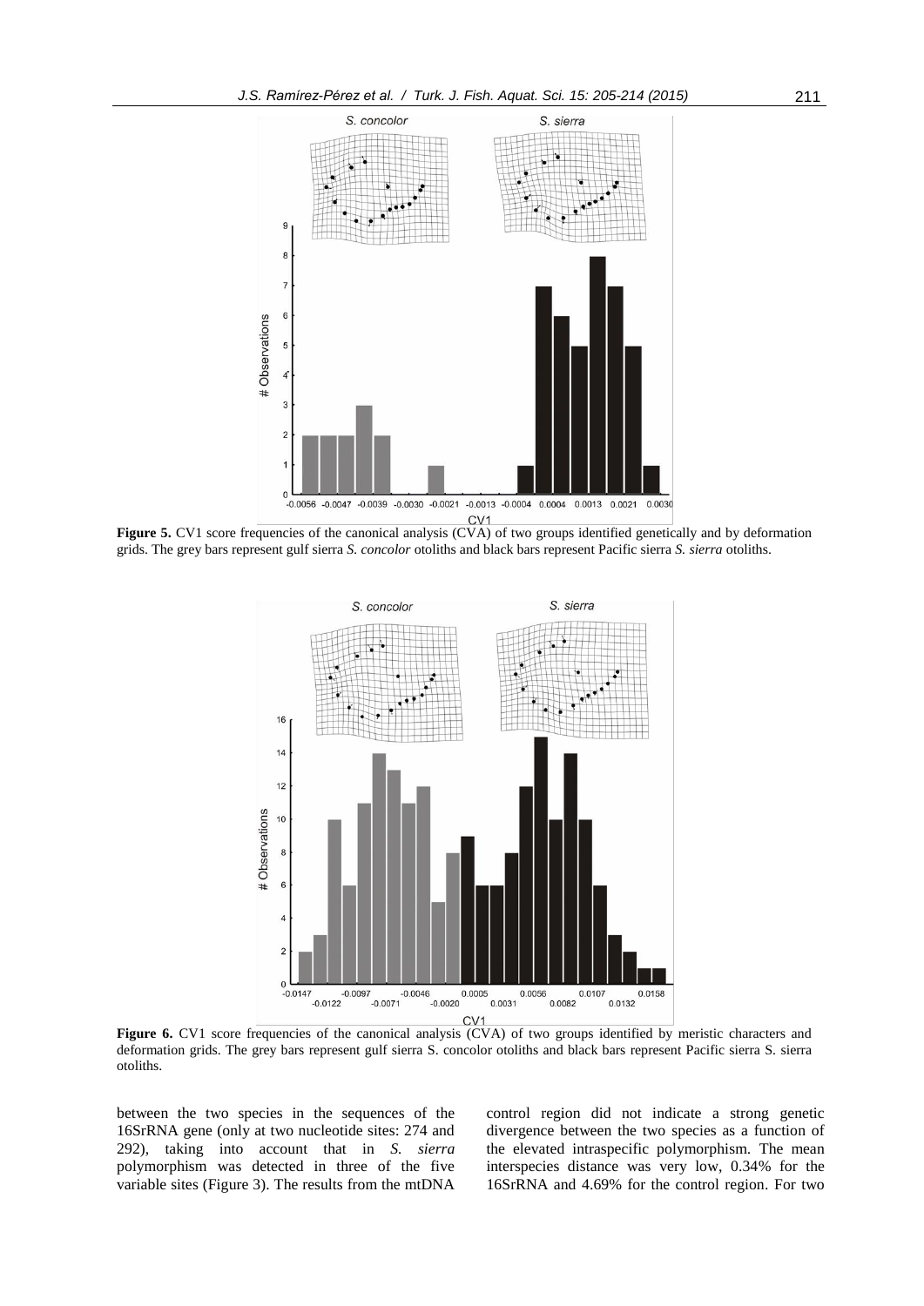**Figure 5.** CV1 score frequencies of the canonical analysis (CVA) of two groups identified genetically and by deformation grids. The grey bars represent gulf sierra *S. concolor* otoliths and black bars represent Pacific sierra *S. sierra* otoliths.

**Figure 6.** CV1 score frequencies of the canonical analysis (CVA) of two groups identified by meristic characters and deformation grids. The grey bars represent gulf sierra S. concolor otoliths and black bars represent Pacific sierra S. sierra otoliths.

between the two species in the sequences of the 16SrRNA gene (only at two nucleotide sites: 274 and 292), taking into account that in *S. sierra* polymorphism was detected in three of the five variable sites (Figure 3). The results from the mtDNA control region did not indicate a strong genetic divergence between the two species as a function of the elevated intraspecific polymorphism. The mean interspecies distance was very low, 0.34% for the 16SrRNA and 4.69% for the control region. For two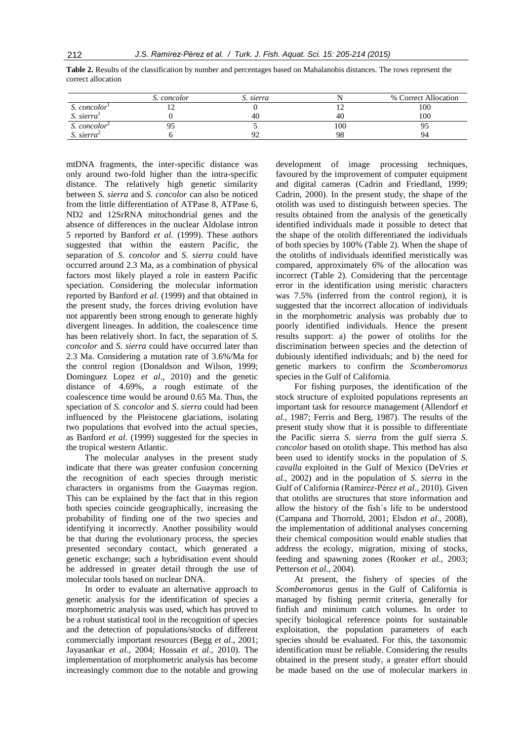**Table 2.** Results of the classification by number and percentages based on Mahalanobis distances. The rows represent the correct allocation

| | *S. concolor* | *S. sierra* | N | % Correct Allocation |
|---|---|---|---|---|
| *S. concolor*[1] | 12 | 0 | 12 | 100 |
| *S. sierra*[1] | 0 | 40 | 40 | 100 |
| *S. concolor*[2] | 95 | 5 | 100 | 95 |
| *S. sierra*[2] | 6 | 92 | 98 | 94 |

mtDNA fragments, the inter-specific distance was only around two-fold higher than the intra-specific distance. The relatively high genetic similarity between *S. sierra* and *S. concolor* can also be noticed from the little differentiation of ATPase 8, ATPase 6, ND2 and 12SrRNA mitochondrial genes and the absence of differences in the nuclear Aldolase intron 5 reported by Banford *et al.* (1999). These authors suggested that within the eastern Pacific, the separation of *S. concolor* and *S. sierra* could have occurred around 2.3 Ma, as a combination of physical factors most likely played a role in eastern Pacific speciation. Considering the molecular information reported by Banford *et al*. (1999) and that obtained in the present study, the forces driving evolution have not apparently been strong enough to generate highly divergent lineages. In addition, the coalescence time has been relatively short. In fact, the separation of *S. concolor* and *S. sierra* could have occurred later than 2.3 Ma. Considering a mutation rate of 3.6%/Ma for the control region (Donaldson and Wilson, 1999; Dominguez Lopez *et al*., 2010) and the genetic distance of 4.69%, a rough estimate of the coalescence time would be around 0.65 Ma. Thus, the speciation of *S. concolor* and *S. sierra* could had been influenced by the Pleistocene glaciations, isolating two populations that evolved into the actual species, as Banford *et al*. (1999) suggested for the species in the tropical western Atlantic.

The molecular analyses in the present study indicate that there was greater confusion concerning the recognition of each species through meristic characters in organisms from the Guaymas region. This can be explained by the fact that in this region both species coincide geographically, increasing the probability of finding one of the two species and identifying it incorrectly. Another possibility would be that during the evolutionary process, the species presented secondary contact, which generated a genetic exchange; such a hybridisation event should be addressed in greater detail through the use of molecular tools based on nuclear DNA.

In order to evaluate an alternative approach to genetic analysis for the identification of species a morphometric analysis was used, which has proved to be a robust statistical tool in the recognition of species and the detection of populations/stocks of different commercially important resources (Begg *et al*., 2001; Jayasankar *et al*., 2004; Hossain *et al*., 2010). The implementation of morphometric analysis has become increasingly common due to the notable and growing development of image processing techniques, favoured by the improvement of computer equipment and digital cameras (Cadrin and Friedland, 1999; Cadrin, 2000). In the present study, the shape of the otolith was used to distinguish between species. The results obtained from the analysis of the genetically identified individuals made it possible to detect that the shape of the otolith differentiated the individuals of both species by 100% (Table 2). When the shape of the otoliths of individuals identified meristically was compared, approximately 6% of the allocation was incorrect (Table 2). Considering that the percentage error in the identification using meristic characters was 7.5% (inferred from the control region), it is suggested that the incorrect allocation of individuals in the morphometric analysis was probably due to poorly identified individuals. Hence the present results support: a) the power of otoliths for the discrimination between species and the detection of dubiously identified individuals; and b) the need for genetic markers to confirm the *Scomberomorus* species in the Gulf of California.

For fishing purposes, the identification of the stock structure of exploited populations represents an important task for resource management (Allendorf *et al*., 1987; Ferris and Berg, 1987). The results of the present study show that it is possible to differentiate the Pacific sierra *S. sierra* from the gulf sierra *S. concolor* based on otolith shape. This method has also been used to identify stocks in the population of *S. cavalla* exploited in the Gulf of Mexico (DeVries *et al*., 2002) and in the population of *S. sierra* in the Gulf of California (Ramírez-Pérez *et al*., 2010). Given that otoliths are structures that store information and allow the history of the fish´s life to be understood (Campana and Thorrold, 2001; Elsdon *et al*., 2008), the implementation of additional analyses concerning their chemical composition would enable studies that address the ecology, migration, mixing of stocks, feeding and spawning zones (Rooker *et al*., 2003; Petterson *et al*., 2004).

At present, the fishery of species of the *Scomberomorus* genus in the Gulf of California is managed by fishing permit criteria, generally for finfish and minimum catch volumes. In order to specify biological reference points for sustainable exploitation, the population parameters of each species should be evaluated. For this, the taxonomic identification must be reliable. Considering the results obtained in the present study, a greater effort should be made based on the use of molecular markers in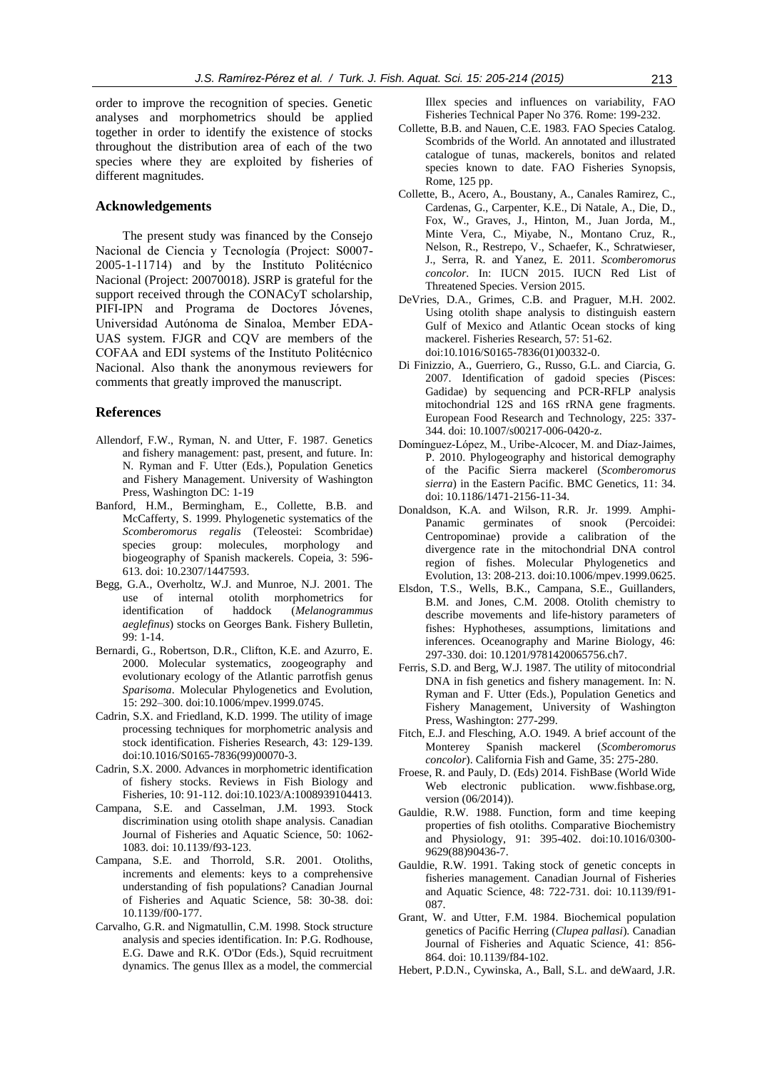order to improve the recognition of species. Genetic analyses and morphometrics should be applied together in order to identify the existence of stocks throughout the distribution area of each of the two species where they are exploited by fisheries of different magnitudes.

## Acknowledgements

The present study was financed by the Consejo Nacional de Ciencia y Tecnología (Project: S0007-2005-1-11714) and by the Instituto Politécnico Nacional (Project: 20070018). JSRP is grateful for the support received through the CONACyT scholarship, PIFI-IPN and Programa de Doctores Jóvenes, Universidad Autónoma de Sinaloa, Member EDA-UAS system. FJGR and CQV are members of the COFAA and EDI systems of the Instituto Politécnico Nacional. Also thank the anonymous reviewers for comments that greatly improved the manuscript.

## References

- Allendorf, F.W., Ryman, N. and Utter, F. 1987. Genetics and fishery management: past, present, and future. In: N. Ryman and F. Utter (Eds.), Population Genetics and Fishery Management. University of Washington Press, Washington DC: 1-19
- Banford, H.M., Bermingham, E., Collette, B.B. and McCafferty, S. 1999. Phylogenetic systematics of the *Scomberomorus regalis* (Teleostei: Scombridae) species group: molecules, morphology and biogeography of Spanish mackerels. Copeia, 3: 596-613. doi: 10.2307/1447593.
- Begg, G.A., Overholtz, W.J. and Munroe, N.J. 2001. The use of internal otolith morphometrics for identification of haddock (*Melanogrammus aeglefinus*) stocks on Georges Bank. Fishery Bulletin, 99: 1-14.
- Bernardi, G., Robertson, D.R., Clifton, K.E. and Azurro, E. 2000. Molecular systematics, zoogeography and evolutionary ecology of the Atlantic parrotfish genus *Sparisoma*. Molecular Phylogenetics and Evolution, 15: 292–300. doi:10.1006/mpev.1999.0745.
- Cadrin, S.X. and Friedland, K.D. 1999. The utility of image processing techniques for morphometric analysis and stock identification. Fisheries Research, 43: 129-139. doi:10.1016/S0165-7836(99)00070-3.
- Cadrin, S.X. 2000. Advances in morphometric identification of fishery stocks. Reviews in Fish Biology and Fisheries, 10: 91-112. doi:10.1023/A:1008939104413.
- Campana, S.E. and Casselman, J.M. 1993. Stock discrimination using otolith shape analysis. Canadian Journal of Fisheries and Aquatic Science, 50: 1062-1083. doi: 10.1139/f93-123.
- Campana, S.E. and Thorrold, S.R. 2001. Otoliths, increments and elements: keys to a comprehensive understanding of fish populations? Canadian Journal of Fisheries and Aquatic Science, 58: 30-38. doi: 10.1139/f00-177.
- Carvalho, G.R. and Nigmatullin, C.M. 1998. Stock structure analysis and species identification. In: P.G. Rodhouse, E.G. Dawe and R.K. O'Dor (Eds.), Squid recruitment dynamics. The genus Illex as a model, the commercial Illex species and influences on variability, FAO Fisheries Technical Paper No 376. Rome: 199-232.
- Collette, B.B. and Nauen, C.E. 1983. FAO Species Catalog. Scombrids of the World. An annotated and illustrated catalogue of tunas, mackerels, bonitos and related species known to date. FAO Fisheries Synopsis, Rome, 125 pp.
- Collette, B., Acero, A., Boustany, A., Canales Ramirez, C., Cardenas, G., Carpenter, K.E., Di Natale, A., Die, D., Fox, W., Graves, J., Hinton, M., Juan Jorda, M., Minte Vera, C., Miyabe, N., Montano Cruz, R., Nelson, R., Restrepo, V., Schaefer, K., Schratwieser, J., Serra, R. and Yanez, E. 2011. *Scomberomorus concolor*. In: IUCN 2015. IUCN Red List of Threatened Species. Version 2015.
- DeVries, D.A., Grimes, C.B. and Praguer, M.H. 2002. Using otolith shape analysis to distinguish eastern Gulf of Mexico and Atlantic Ocean stocks of king mackerel. Fisheries Research, 57: 51-62. doi:10.1016/S0165-7836(01)00332-0.
- Di Finizzio, A., Guerriero, G., Russo, G.L. and Ciarcia, G. 2007. Identification of gadoid species (Pisces: Gadidae) by sequencing and PCR-RFLP analysis mitochondrial 12S and 16S rRNA gene fragments. European Food Research and Technology, 225: 337-344. doi: 10.1007/s00217-006-0420-z.
- Domínguez-López, M., Uribe-Alcocer, M. and Díaz-Jaimes, P. 2010. Phylogeography and historical demography of the Pacific Sierra mackerel (*Scomberomorus sierra*) in the Eastern Pacific. BMC Genetics, 11: 34. doi: 10.1186/1471-2156-11-34.
- Donaldson, K.A. and Wilson, R.R. Jr. 1999. Amphi-Panamic germinates of snook (Percoidei: Centropominae) provide a calibration of the divergence rate in the mitochondrial DNA control region of fishes. Molecular Phylogenetics and Evolution, 13: 208-213. doi:10.1006/mpev.1999.0625.
- Elsdon, T.S., Wells, B.K., Campana, S.E., Guillanders, B.M. and Jones, C.M. 2008. Otolith chemistry to describe movements and life-history parameters of fishes: Hyphotheses, assumptions, limitations and inferences. Oceanography and Marine Biology, 46: 297-330. doi: 10.1201/9781420065756.ch7.
- Ferris, S.D. and Berg, W.J. 1987. The utility of mitocondrial DNA in fish genetics and fishery management. In: N. Ryman and F. Utter (Eds.), Population Genetics and Fishery Management, University of Washington Press, Washington: 277-299.
- Fitch, E.J. and Flesching, A.O. 1949. A brief account of the Monterey Spanish mackerel (*Scomberomorus concolor*). California Fish and Game, 35: 275-280.
- Froese, R. and Pauly, D. (Eds) 2014. FishBase (World Wide Web electronic publication. www.fishbase.org, version (06/2014)).
- Gauldie, R.W. 1988. Function, form and time keeping properties of fish otoliths. Comparative Biochemistry and Physiology, 91: 395-402. doi:10.1016/0300-9629(88)90436-7.
- Gauldie, R.W. 1991. Taking stock of genetic concepts in fisheries management. Canadian Journal of Fisheries and Aquatic Science, 48: 722-731. doi: 10.1139/f91-087.
- Grant, W. and Utter, F.M. 1984. Biochemical population genetics of Pacific Herring (*Clupea pallasi*). Canadian Journal of Fisheries and Aquatic Science, 41: 856-864. doi: 10.1139/f84-102.
- Hebert, P.D.N., Cywinska, A., Ball, S.L. and deWaard, J.R.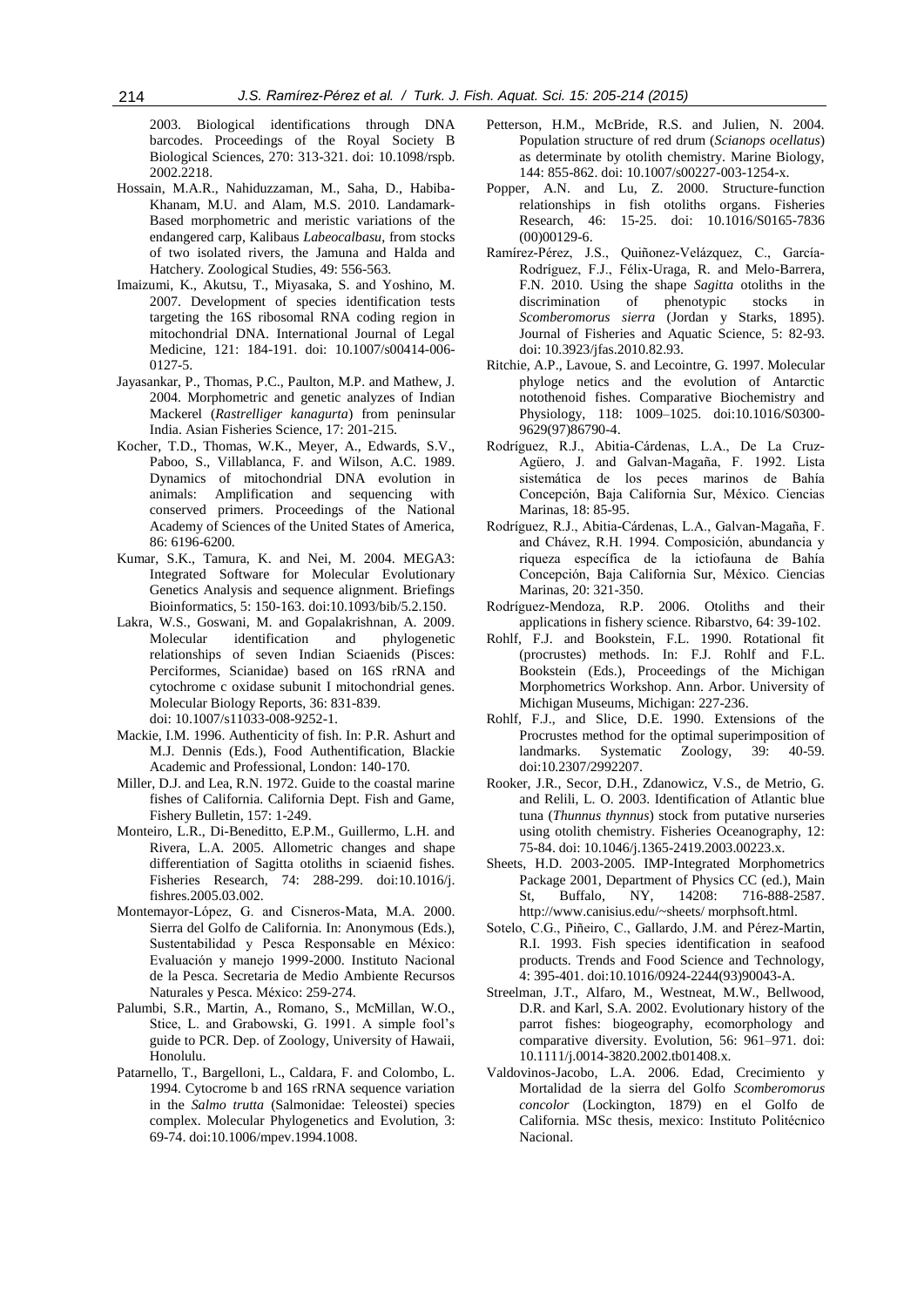2003. Biological identifications through DNA barcodes. Proceedings of the Royal Society B Biological Sciences, 270: 313-321. doi: 10.1098/rspb. 2002.2218.

Hossain, M.A.R., Nahiduzzaman, M., Saha, D., Habiba-Khanam, M.U. and Alam, M.S. 2010. Landamark-Based morphometric and meristic variations of the endangered carp, Kalibaus *Labeocalbasu*, from stocks of two isolated rivers, the Jamuna and Halda and Hatchery. Zoological Studies, 49: 556-563.

Imaizumi, K., Akutsu, T., Miyasaka, S. and Yoshino, M. 2007. Development of species identification tests targeting the 16S ribosomal RNA coding region in mitochondrial DNA. International Journal of Legal Medicine, 121: 184-191. doi: 10.1007/s00414-006-0127-5.

Jayasankar, P., Thomas, P.C., Paulton, M.P. and Mathew, J. 2004. Morphometric and genetic analyzes of Indian Mackerel (*Rastrelliger kanagurta*) from peninsular India. Asian Fisheries Science, 17: 201-215.

Kocher, T.D., Thomas, W.K., Meyer, A., Edwards, S.V., Paboo, S., Villablanca, F. and Wilson, A.C. 1989. Dynamics of mitochondrial DNA evolution in animals: Amplification and sequencing with conserved primers. Proceedings of the National Academy of Sciences of the United States of America, 86: 6196-6200.

Kumar, S.K., Tamura, K. and Nei, M. 2004. MEGA3: Integrated Software for Molecular Evolutionary Genetics Analysis and sequence alignment. Briefings Bioinformatics, 5: 150-163. doi:10.1093/bib/5.2.150.

Lakra, W.S., Goswani, M. and Gopalakrishnan, A. 2009. Molecular identification and phylogenetic relationships of seven Indian Sciaenids (Pisces: Perciformes, Scianidae) based on 16S rRNA and cytochrome c oxidase subunit I mitochondrial genes. Molecular Biology Reports, 36: 831-839. doi: 10.1007/s11033-008-9252-1.

Mackie, I.M. 1996. Authenticity of fish. In: P.R. Ashurt and M.J. Dennis (Eds.), Food Authentification, Blackie Academic and Professional, London: 140-170.

Miller, D.J. and Lea, R.N. 1972. Guide to the coastal marine fishes of California. California Dept. Fish and Game, Fishery Bulletin, 157: 1-249.

Monteiro, L.R., Di-Beneditto, E.P.M., Guillermo, L.H. and Rivera, L.A. 2005. Allometric changes and shape differentiation of Sagitta otoliths in sciaenid fishes. Fisheries Research, 74: 288-299. doi:10.1016/j. fishres.2005.03.002.

Montemayor-López, G. and Cisneros-Mata, M.A. 2000. Sierra del Golfo de California. In: Anonymous (Eds.), Sustentabilidad y Pesca Responsable en México: Evaluación y manejo 1999-2000. Instituto Nacional de la Pesca. Secretaria de Medio Ambiente Recursos Naturales y Pesca. México: 259-274.

Palumbi, S.R., Martin, A., Romano, S., McMillan, W.O., Stice, L. and Grabowski, G. 1991. A simple fool's guide to PCR. Dep. of Zoology, University of Hawaii, Honolulu.

Patarnello, T., Bargelloni, L., Caldara, F. and Colombo, L. 1994. Cytocrome b and 16S rRNA sequence variation in the *Salmo trutta* (Salmonidae: Teleostei) species complex. Molecular Phylogenetics and Evolution, 3: 69-74. doi:10.1006/mpev.1994.1008.

Petterson, H.M., McBride, R.S. and Julien, N. 2004. Population structure of red drum (*Scianops ocellatus*) as determinate by otolith chemistry. Marine Biology, 144: 855-862. doi: 10.1007/s00227-003-1254-x.

Popper, A.N. and Lu, Z. 2000. Structure-function relationships in fish otoliths organs. Fisheries Research, 46: 15-25. doi: 10.1016/S0165-7836 (00)00129-6.

Ramírez-Pérez, J.S., Quiñonez-Velázquez, C., García-Rodríguez, F.J., Félix-Uraga, R. and Melo-Barrera, F.N. 2010. Using the shape *Sagitta* otoliths in the discrimination of phenotypic stocks in *Scomberomorus sierra* (Jordan y Starks, 1895). Journal of Fisheries and Aquatic Science, 5: 82-93. doi: 10.3923/jfas.2010.82.93.

Ritchie, A.P., Lavoue, S. and Lecointre, G. 1997. Molecular phyloge netics and the evolution of Antarctic notothenoid fishes. Comparative Biochemistry and Physiology, 118: 1009–1025. doi:10.1016/S0300-9629(97)86790-4.

Rodríguez, R.J., Abitia-Cárdenas, L.A., De La Cruz-Agüero, J. and Galvan-Magaña, F. 1992. Lista sistemática de los peces marinos de Bahía Concepción, Baja California Sur, México. Ciencias Marinas, 18: 85-95.

Rodríguez, R.J., Abitia-Cárdenas, L.A., Galvan-Magaña, F. and Chávez, R.H. 1994. Composición, abundancia y riqueza específica de la ictiofauna de Bahía Concepción, Baja California Sur, México. Ciencias Marinas, 20: 321-350.

Rodríguez-Mendoza, R.P. 2006. Otoliths and their applications in fishery science. Ribarstvo, 64: 39-102.

Rohlf, F.J. and Bookstein, F.L. 1990. Rotational fit (procrustes) methods. In: F.J. Rohlf and F.L. Bookstein (Eds.), Proceedings of the Michigan Morphometrics Workshop. Ann. Arbor. University of Michigan Museums, Michigan: 227-236.

Rohlf, F.J., and Slice, D.E. 1990. Extensions of the Procrustes method for the optimal superimposition of landmarks. Systematic Zoology, 39: 40-59. doi:10.2307/2992207.

Rooker, J.R., Secor, D.H., Zdanowicz, V.S., de Metrio, G. and Relili, L. O. 2003. Identification of Atlantic blue tuna (*Thunnus thynnus*) stock from putative nurseries using otolith chemistry. Fisheries Oceanography, 12: 75-84. doi: 10.1046/j.1365-2419.2003.00223.x.

Sheets, H.D. 2003-2005. IMP-Integrated Morphometrics Package 2001, Department of Physics CC (ed.), Main St, Buffalo, NY, 14208: 716-888-2587. http://www.canisius.edu/~sheets/ morphsoft.html.

Sotelo, C.G., Piñeiro, C., Gallardo, J.M. and Pérez-Martin, R.I. 1993. Fish species identification in seafood products. Trends and Food Science and Technology, 4: 395-401. doi:10.1016/0924-2244(93)90043-A.

Streelman, J.T., Alfaro, M., Westneat, M.W., Bellwood, D.R. and Karl, S.A. 2002. Evolutionary history of the parrot fishes: biogeography, ecomorphology and comparative diversity. Evolution, 56: 961–971. doi: 10.1111/j.0014-3820.2002.tb01408.x.

Valdovinos-Jacobo, L.A. 2006. Edad, Crecimiento y Mortalidad de la sierra del Golfo *Scomberomorus concolor* (Lockington, 1879) en el Golfo de California. MSc thesis, mexico: Instituto Politécnico Nacional.